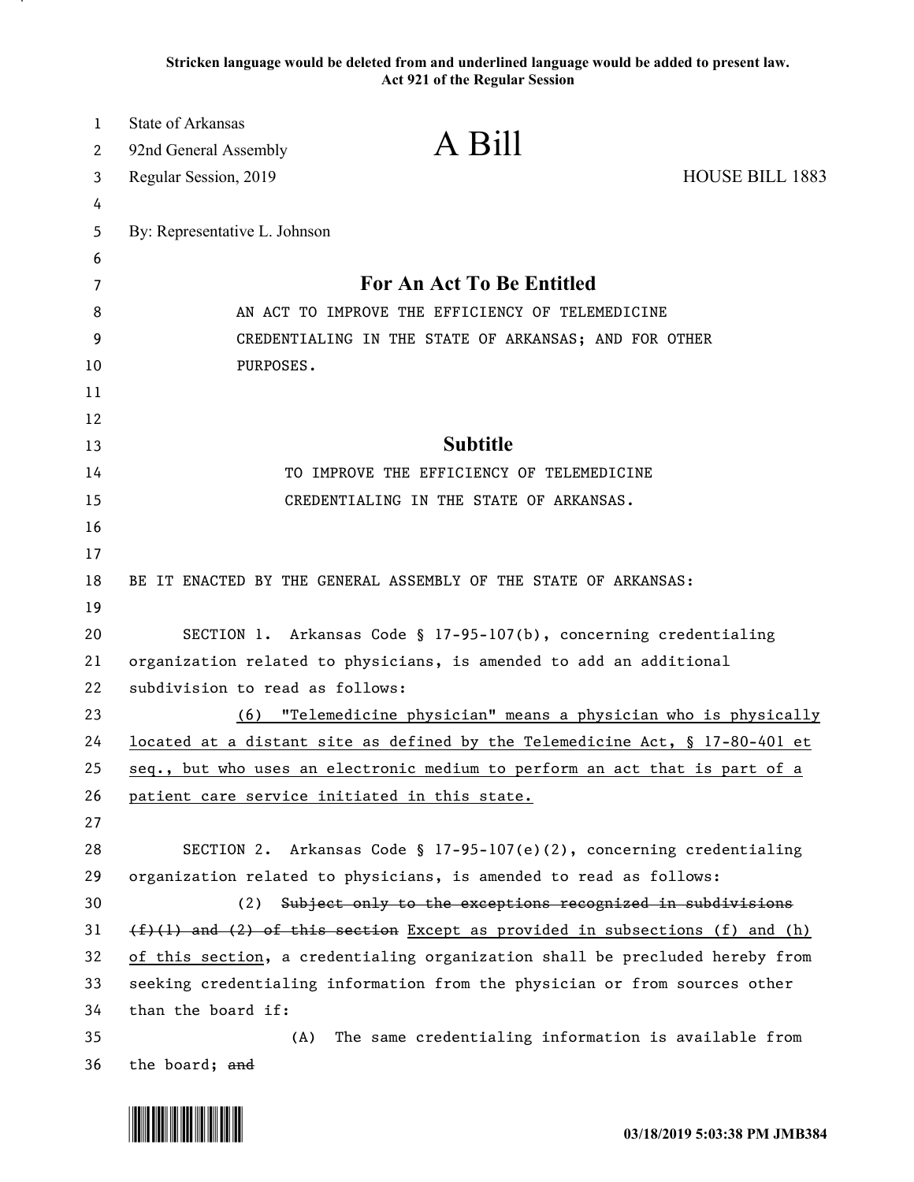**Stricken language would be deleted from and underlined language would be added to present law.**
**Act 921 of the Regular Session**

State of Arkansas
92nd General Assembly
Regular Session, 2019

# A Bill

HOUSE BILL 1883

By: Representative L. Johnson

## For An Act To Be Entitled

AN ACT TO IMPROVE THE EFFICIENCY OF TELEMEDICINE CREDENTIALING IN THE STATE OF ARKANSAS; AND FOR OTHER PURPOSES.

## Subtitle

TO IMPROVE THE EFFICIENCY OF TELEMEDICINE CREDENTIALING IN THE STATE OF ARKANSAS.

BE IT ENACTED BY THE GENERAL ASSEMBLY OF THE STATE OF ARKANSAS:

SECTION 1. Arkansas Code § 17-95-107(b), concerning credentialing organization related to physicians, is amended to add an additional subdivision to read as follows:

<u>(6) "Telemedicine physician" means a physician who is physically located at a distant site as defined by the Telemedicine Act, § 17-80-401 et seq., but who uses an electronic medium to perform an act that is part of a patient care service initiated in this state.</u>

SECTION 2. Arkansas Code § 17-95-107(e)(2), concerning credentialing organization related to physicians, is amended to read as follows:

(2) ~~Subject only to the exceptions recognized in subdivisions (f)(1) and (2) of this section~~ <u>Except as provided in subsections (f) and (h) of this section</u>, a credentialing organization shall be precluded hereby from seeking credentialing information from the physician or from sources other than the board if:

(A) The same credentialing information is available from the board; ~~and~~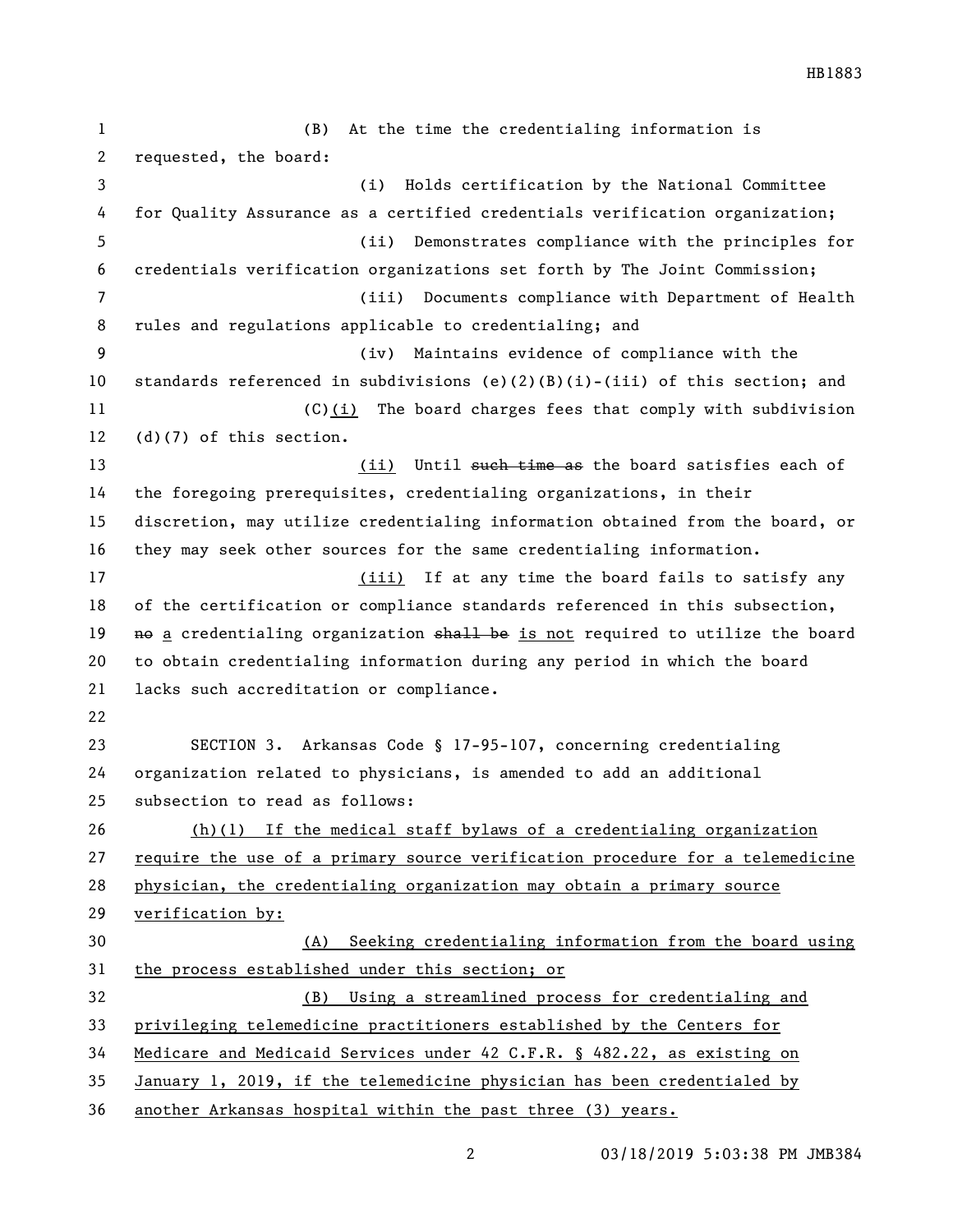(B) At the time the credentialing information is requested, the board:

(i) Holds certification by the National Committee for Quality Assurance as a certified credentials verification organization;

(ii) Demonstrates compliance with the principles for credentials verification organizations set forth by The Joint Commission;

(iii) Documents compliance with Department of Health rules and regulations applicable to credentialing; and

(iv) Maintains evidence of compliance with the standards referenced in subdivisions (e)(2)(B)(i)-(iii) of this section; and

(C)(i) The board charges fees that comply with subdivision (d)(7) of this section.

(ii) Until ~~such time as~~ the board satisfies each of the foregoing prerequisites, credentialing organizations, in their discretion, may utilize credentialing information obtained from the board, or they may seek other sources for the same credentialing information.

(iii) If at any time the board fails to satisfy any of the certification or compliance standards referenced in this subsection, ~~no~~ a credentialing organization ~~shall be~~ is not required to utilize the board to obtain credentialing information during any period in which the board lacks such accreditation or compliance.

SECTION 3. Arkansas Code § 17-95-107, concerning credentialing organization related to physicians, is amended to add an additional subsection to read as follows:

(h)(1) If the medical staff bylaws of a credentialing organization require the use of a primary source verification procedure for a telemedicine physician, the credentialing organization may obtain a primary source verification by:

(A) Seeking credentialing information from the board using the process established under this section; or

(B) Using a streamlined process for credentialing and privileging telemedicine practitioners established by the Centers for Medicare and Medicaid Services under 42 C.F.R. § 482.22, as existing on January 1, 2019, if the telemedicine physician has been credentialed by another Arkansas hospital within the past three (3) years.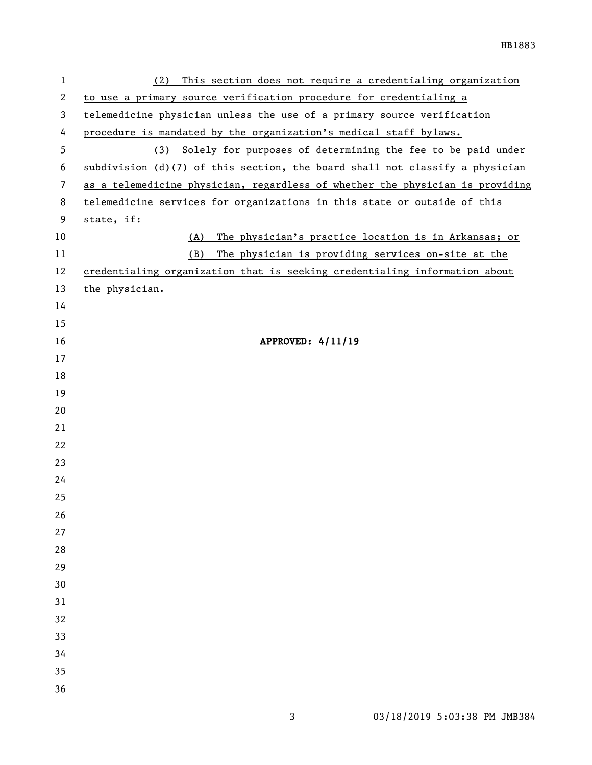(2) This section does not require a credentialing organization to use a primary source verification procedure for credentialing a telemedicine physician unless the use of a primary source verification procedure is mandated by the organization's medical staff bylaws.

(3) Solely for purposes of determining the fee to be paid under subdivision (d)(7) of this section, the board shall not classify a physician as a telemedicine physician, regardless of whether the physician is providing telemedicine services for organizations in this state or outside of this state, if:

(A) The physician's practice location is in Arkansas; or

(B) The physician is providing services on-site at the credentialing organization that is seeking credentialing information about the physician.

**APPROVED: 4/11/19**